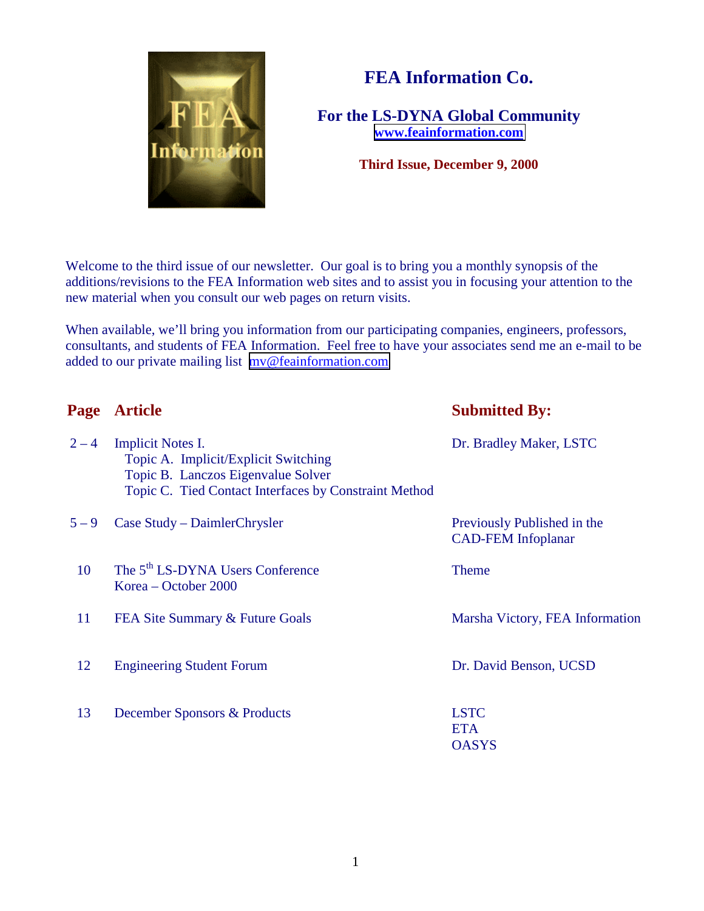# FEA Information Co.

## For the LS-DYNA Global Community

www.feainformation.com

**Third Issue, December 9, 2000**

Welcome to the third issue of our newsletter. Our goal is to bring you a monthly synopsis of the additions/revisions to the FEA Information web sites and to assist you in focusing your attention to the new material when you consult our web pages on return visits.

When available, we'll bring you information from our participating companies, engineers, professors, consultants, and students of FEA Information. Feel free to have your associates send me an e-mail to be added to our private mailing list mv@feainformation.com

| Page | Article | Submitted By: |
|---|---|---|
| 2 – 4 | Implicit Notes I.<br>Topic A. Implicit/Explicit Switching<br>Topic B. Lanczos Eigenvalue Solver<br>Topic C. Tied Contact Interfaces by Constraint Method | Dr. Bradley Maker, LSTC |
| 5 – 9 | Case Study – DaimlerChrysler | Previously Published in the CAD-FEM Infoplanar |
| 10 | The 5th LS-DYNA Users Conference<br>Korea – October 2000 | Theme |
| 11 | FEA Site Summary & Future Goals | Marsha Victory, FEA Information |
| 12 | Engineering Student Forum | Dr. David Benson, UCSD |
| 13 | December Sponsors & Products | LSTC<br>ETA<br>OASYS |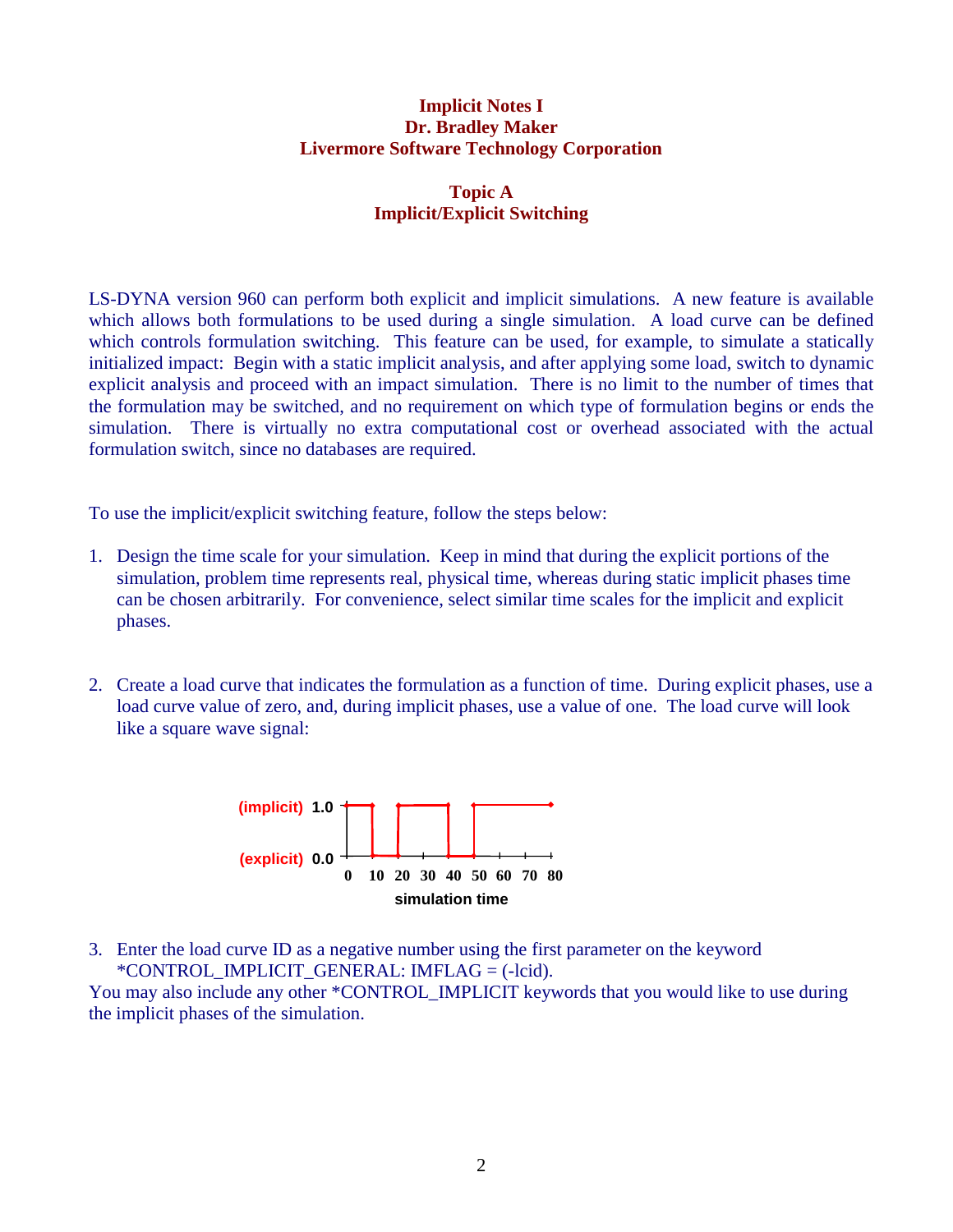**Implicit Notes I**
**Dr. Bradley Maker**
**Livermore Software Technology Corporation**

## Topic A
## Implicit/Explicit Switching

LS-DYNA version 960 can perform both explicit and implicit simulations. A new feature is available which allows both formulations to be used during a single simulation. A load curve can be defined which controls formulation switching. This feature can be used, for example, to simulate a statically initialized impact: Begin with a static implicit analysis, and after applying some load, switch to dynamic explicit analysis and proceed with an impact simulation. There is no limit to the number of times that the formulation may be switched, and no requirement on which type of formulation begins or ends the simulation. There is virtually no extra computational cost or overhead associated with the actual formulation switch, since no databases are required.

To use the implicit/explicit switching feature, follow the steps below:

1. Design the time scale for your simulation. Keep in mind that during the explicit portions of the simulation, problem time represents real, physical time, whereas during static implicit phases time can be chosen arbitrarily. For convenience, select similar time scales for the implicit and explicit phases.

2. Create a load curve that indicates the formulation as a function of time. During explicit phases, use a load curve value of zero, and, during implicit phases, use a value of one. The load curve will look like a square wave signal:

(implicit) 1.0
(explicit) 0.0
0 10 20 30 40 50 60 70 80
simulation time

3. Enter the load curve ID as a negative number using the first parameter on the keyword *CONTROL_IMPLICIT_GENERAL: IMFLAG = (-lcid).

You may also include any other *CONTROL_IMPLICIT keywords that you would like to use during the implicit phases of the simulation.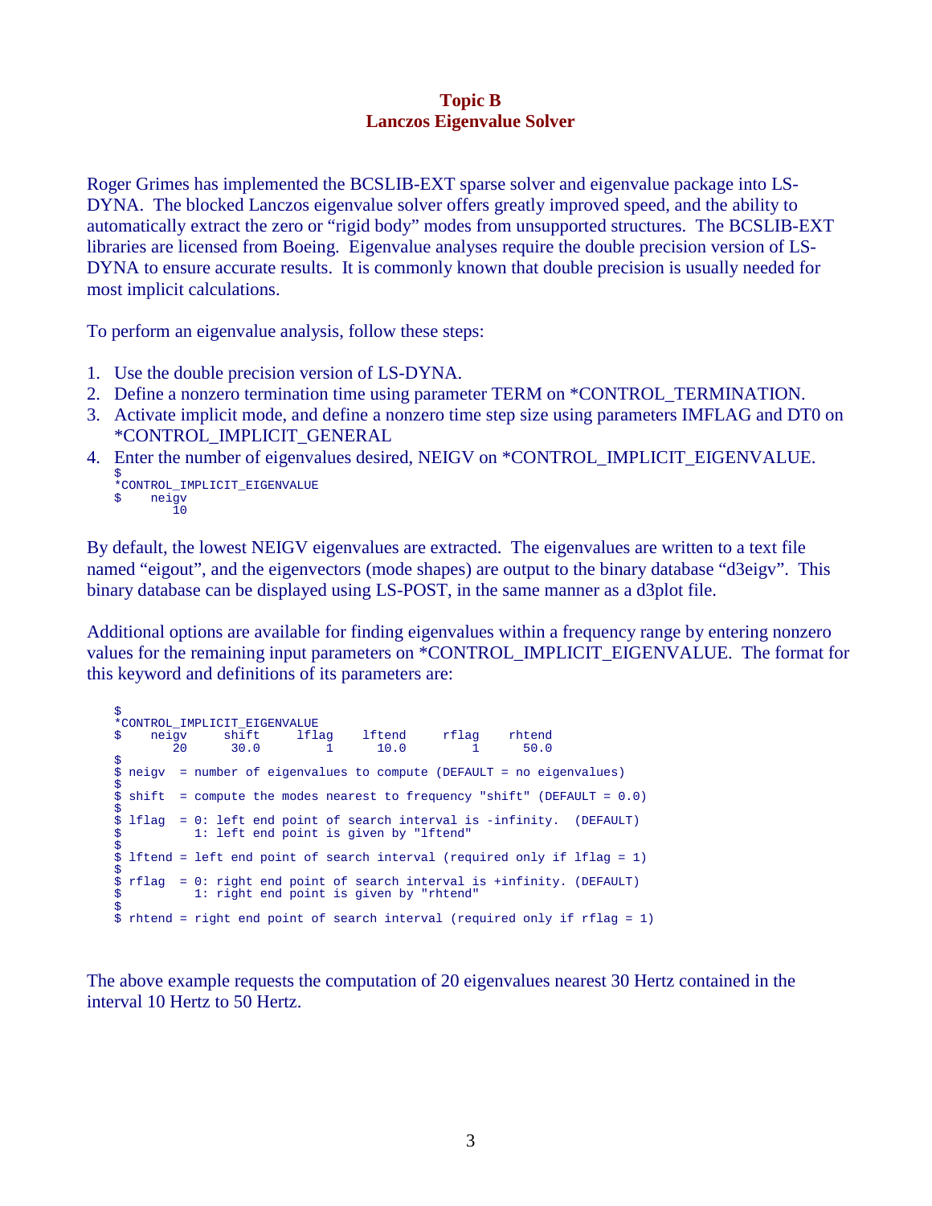## Topic B
## Lanczos Eigenvalue Solver

Roger Grimes has implemented the BCSLIB-EXT sparse solver and eigenvalue package into LS-DYNA. The blocked Lanczos eigenvalue solver offers greatly improved speed, and the ability to automatically extract the zero or "rigid body" modes from unsupported structures. The BCSLIB-EXT libraries are licensed from Boeing. Eigenvalue analyses require the double precision version of LS-DYNA to ensure accurate results. It is commonly known that double precision is usually needed for most implicit calculations.

To perform an eigenvalue analysis, follow these steps:

1. Use the double precision version of LS-DYNA.
2. Define a nonzero termination time using parameter TERM on *CONTROL_TERMINATION.
3. Activate implicit mode, and define a nonzero time step size using parameters IMFLAG and DT0 on *CONTROL_IMPLICIT_GENERAL
4. Enter the number of eigenvalues desired, NEIGV on *CONTROL_IMPLICIT_EIGENVALUE.

```
$
*CONTROL_IMPLICIT_EIGENVALUE
$    neigv
        10
```

By default, the lowest NEIGV eigenvalues are extracted. The eigenvalues are written to a text file named "eigout", and the eigenvectors (mode shapes) are output to the binary database "d3eigv". This binary database can be displayed using LS-POST, in the same manner as a d3plot file.

Additional options are available for finding eigenvalues within a frequency range by entering nonzero values for the remaining input parameters on *CONTROL_IMPLICIT_EIGENVALUE. The format for this keyword and definitions of its parameters are:

```
$
*CONTROL_IMPLICIT_EIGENVALUE
$    neigv     shift     lflag    lftend     rflag    rhtend
        20      30.0         1      10.0         1      50.0
$
$ neigv  = number of eigenvalues to compute (DEFAULT = no eigenvalues)
$
$ shift  = compute the modes nearest to frequency "shift" (DEFAULT = 0.0)
$
$ lflag  = 0: left end point of search interval is -infinity.  (DEFAULT)
$          1: left end point is given by "lftend"
$
$ lftend = left end point of search interval (required only if lflag = 1)
$
$ rflag  = 0: right end point of search interval is +infinity. (DEFAULT)
$          1: right end point is given by "rhtend"
$
$ rhtend = right end point of search interval (required only if rflag = 1)
```

The above example requests the computation of 20 eigenvalues nearest 30 Hertz contained in the interval 10 Hertz to 50 Hertz.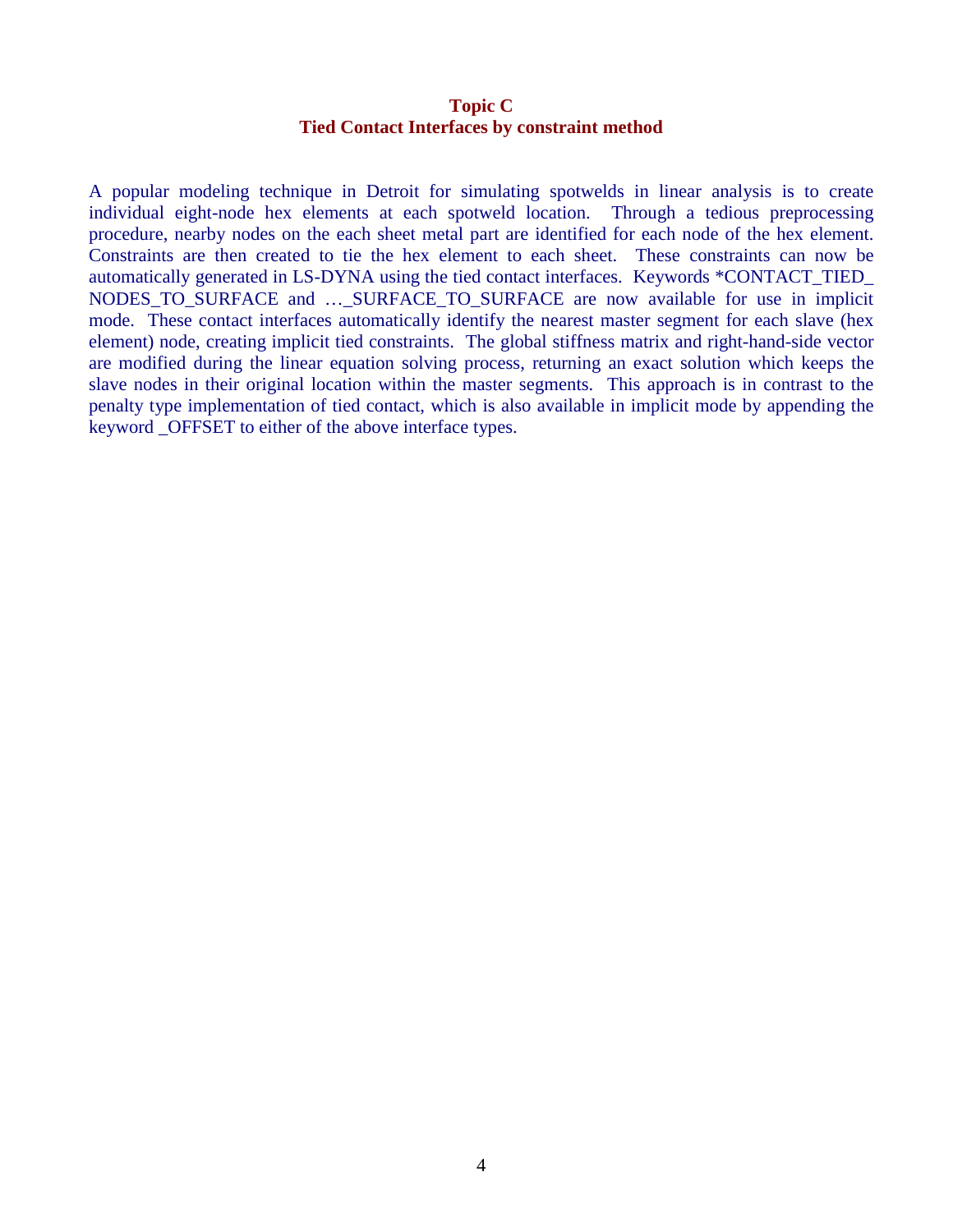## Topic C
## Tied Contact Interfaces by constraint method

A popular modeling technique in Detroit for simulating spotwelds in linear analysis is to create individual eight-node hex elements at each spotweld location. Through a tedious preprocessing procedure, nearby nodes on the each sheet metal part are identified for each node of the hex element. Constraints are then created to tie the hex element to each sheet. These constraints can now be automatically generated in LS-DYNA using the tied contact interfaces. Keywords *CONTACT_TIED_NODES_TO_SURFACE and …_SURFACE_TO_SURFACE are now available for use in implicit mode. These contact interfaces automatically identify the nearest master segment for each slave (hex element) node, creating implicit tied constraints. The global stiffness matrix and right-hand-side vector are modified during the linear equation solving process, returning an exact solution which keeps the slave nodes in their original location within the master segments. This approach is in contrast to the penalty type implementation of tied contact, which is also available in implicit mode by appending the keyword _OFFSET to either of the above interface types.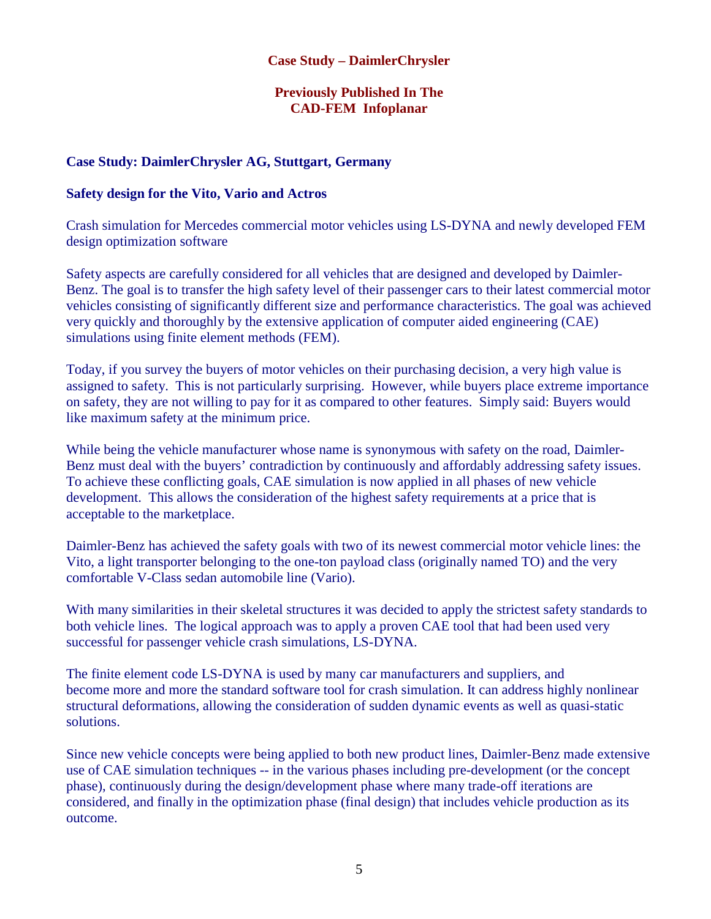**Case Study – DaimlerChrysler**

**Previously Published In The CAD-FEM Infoplanar**

## Case Study: DaimlerChrysler AG, Stuttgart, Germany

### Safety design for the Vito, Vario and Actros

Crash simulation for Mercedes commercial motor vehicles using LS-DYNA and newly developed FEM design optimization software

Safety aspects are carefully considered for all vehicles that are designed and developed by Daimler-Benz. The goal is to transfer the high safety level of their passenger cars to their latest commercial motor vehicles consisting of significantly different size and performance characteristics. The goal was achieved very quickly and thoroughly by the extensive application of computer aided engineering (CAE) simulations using finite element methods (FEM).

Today, if you survey the buyers of motor vehicles on their purchasing decision, a very high value is assigned to safety. This is not particularly surprising. However, while buyers place extreme importance on safety, they are not willing to pay for it as compared to other features. Simply said: Buyers would like maximum safety at the minimum price.

While being the vehicle manufacturer whose name is synonymous with safety on the road, Daimler-Benz must deal with the buyers' contradiction by continuously and affordably addressing safety issues. To achieve these conflicting goals, CAE simulation is now applied in all phases of new vehicle development. This allows the consideration of the highest safety requirements at a price that is acceptable to the marketplace.

Daimler-Benz has achieved the safety goals with two of its newest commercial motor vehicle lines: the Vito, a light transporter belonging to the one-ton payload class (originally named TO) and the very comfortable V-Class sedan automobile line (Vario).

With many similarities in their skeletal structures it was decided to apply the strictest safety standards to both vehicle lines. The logical approach was to apply a proven CAE tool that had been used very successful for passenger vehicle crash simulations, LS-DYNA.

The finite element code LS-DYNA is used by many car manufacturers and suppliers, and become more and more the standard software tool for crash simulation. It can address highly nonlinear structural deformations, allowing the consideration of sudden dynamic events as well as quasi-static solutions.

Since new vehicle concepts were being applied to both new product lines, Daimler-Benz made extensive use of CAE simulation techniques -- in the various phases including pre-development (or the concept phase), continuously during the design/development phase where many trade-off iterations are considered, and finally in the optimization phase (final design) that includes vehicle production as its outcome.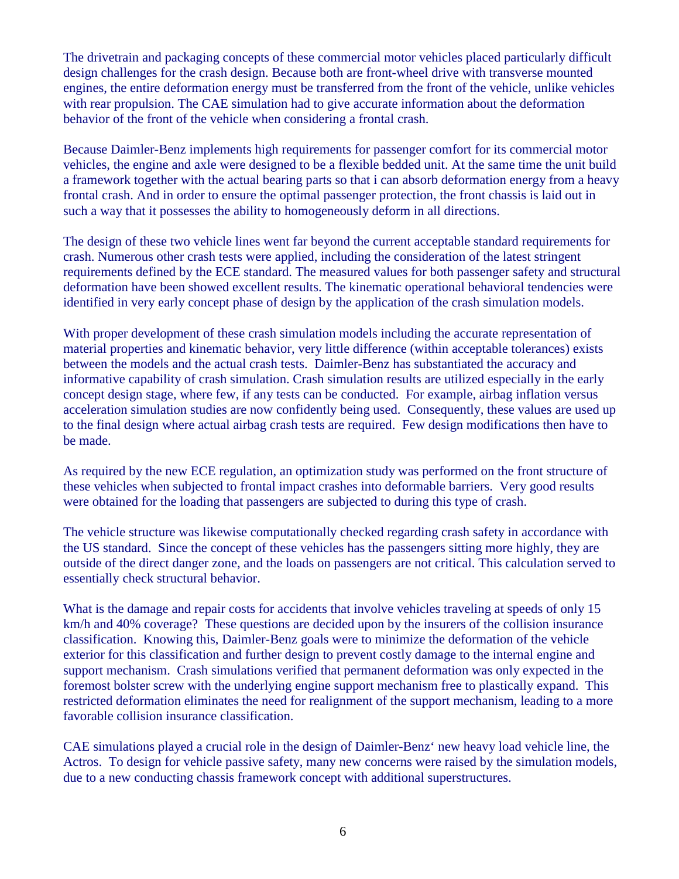The drivetrain and packaging concepts of these commercial motor vehicles placed particularly difficult design challenges for the crash design. Because both are front-wheel drive with transverse mounted engines, the entire deformation energy must be transferred from the front of the vehicle, unlike vehicles with rear propulsion. The CAE simulation had to give accurate information about the deformation behavior of the front of the vehicle when considering a frontal crash.

Because Daimler-Benz implements high requirements for passenger comfort for its commercial motor vehicles, the engine and axle were designed to be a flexible bedded unit. At the same time the unit build a framework together with the actual bearing parts so that i can absorb deformation energy from a heavy frontal crash. And in order to ensure the optimal passenger protection, the front chassis is laid out in such a way that it possesses the ability to homogeneously deform in all directions.

The design of these two vehicle lines went far beyond the current acceptable standard requirements for crash. Numerous other crash tests were applied, including the consideration of the latest stringent requirements defined by the ECE standard. The measured values for both passenger safety and structural deformation have been showed excellent results. The kinematic operational behavioral tendencies were identified in very early concept phase of design by the application of the crash simulation models.

With proper development of these crash simulation models including the accurate representation of material properties and kinematic behavior, very little difference (within acceptable tolerances) exists between the models and the actual crash tests. Daimler-Benz has substantiated the accuracy and informative capability of crash simulation. Crash simulation results are utilized especially in the early concept design stage, where few, if any tests can be conducted. For example, airbag inflation versus acceleration simulation studies are now confidently being used. Consequently, these values are used up to the final design where actual airbag crash tests are required. Few design modifications then have to be made.

As required by the new ECE regulation, an optimization study was performed on the front structure of these vehicles when subjected to frontal impact crashes into deformable barriers. Very good results were obtained for the loading that passengers are subjected to during this type of crash.

The vehicle structure was likewise computationally checked regarding crash safety in accordance with the US standard. Since the concept of these vehicles has the passengers sitting more highly, they are outside of the direct danger zone, and the loads on passengers are not critical. This calculation served to essentially check structural behavior.

What is the damage and repair costs for accidents that involve vehicles traveling at speeds of only 15 km/h and 40% coverage? These questions are decided upon by the insurers of the collision insurance classification. Knowing this, Daimler-Benz goals were to minimize the deformation of the vehicle exterior for this classification and further design to prevent costly damage to the internal engine and support mechanism. Crash simulations verified that permanent deformation was only expected in the foremost bolster screw with the underlying engine support mechanism free to plastically expand. This restricted deformation eliminates the need for realignment of the support mechanism, leading to a more favorable collision insurance classification.

CAE simulations played a crucial role in the design of Daimler-Benz' new heavy load vehicle line, the Actros. To design for vehicle passive safety, many new concerns were raised by the simulation models, due to a new conducting chassis framework concept with additional superstructures.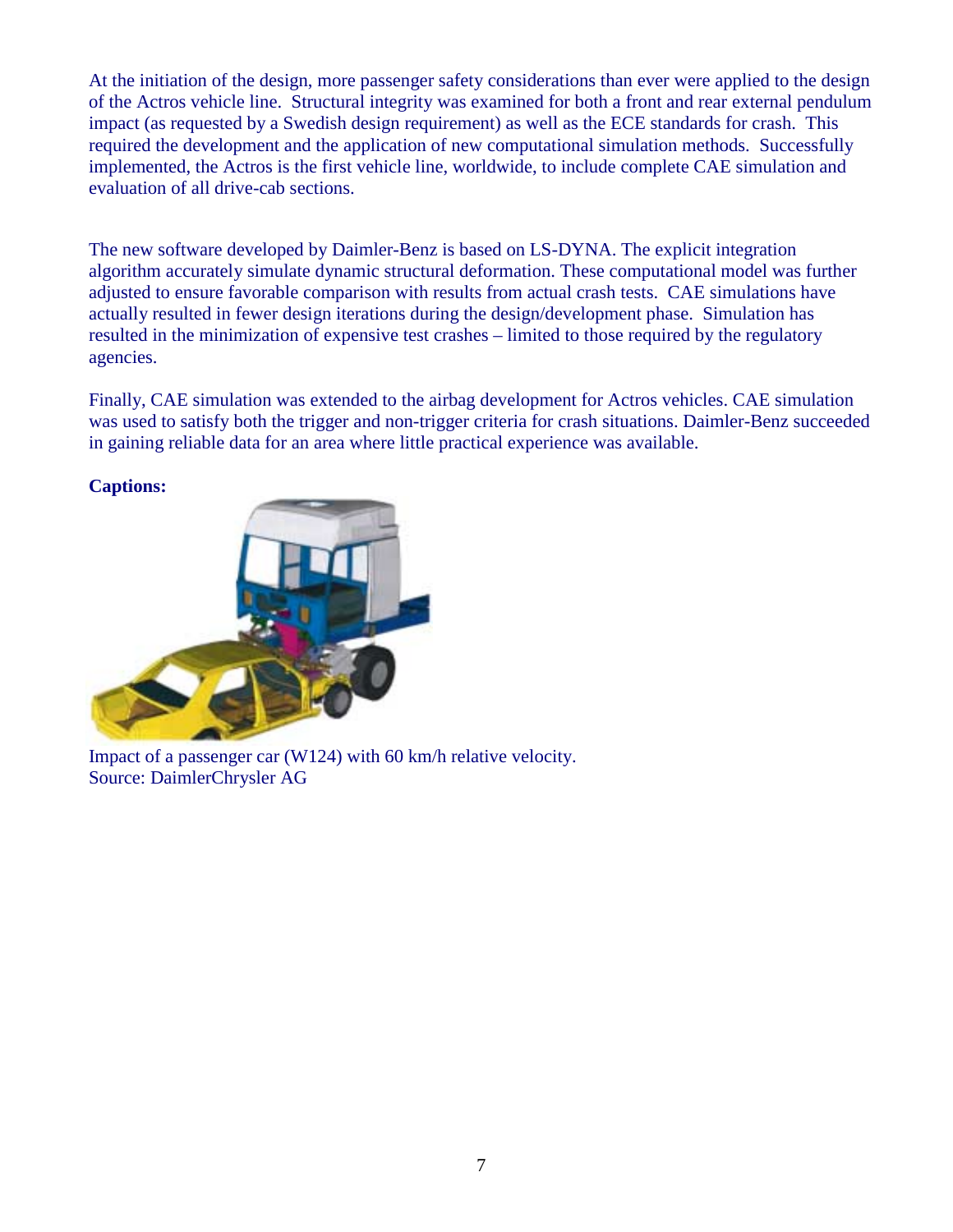At the initiation of the design, more passenger safety considerations than ever were applied to the design of the Actros vehicle line. Structural integrity was examined for both a front and rear external pendulum impact (as requested by a Swedish design requirement) as well as the ECE standards for crash. This required the development and the application of new computational simulation methods. Successfully implemented, the Actros is the first vehicle line, worldwide, to include complete CAE simulation and evaluation of all drive-cab sections.

The new software developed by Daimler-Benz is based on LS-DYNA. The explicit integration algorithm accurately simulate dynamic structural deformation. These computational model was further adjusted to ensure favorable comparison with results from actual crash tests. CAE simulations have actually resulted in fewer design iterations during the design/development phase. Simulation has resulted in the minimization of expensive test crashes – limited to those required by the regulatory agencies.

Finally, CAE simulation was extended to the airbag development for Actros vehicles. CAE simulation was used to satisfy both the trigger and non-trigger criteria for crash situations. Daimler-Benz succeeded in gaining reliable data for an area where little practical experience was available.

**Captions:**

Impact of a passenger car (W124) with 60 km/h relative velocity.
Source: DaimlerChrysler AG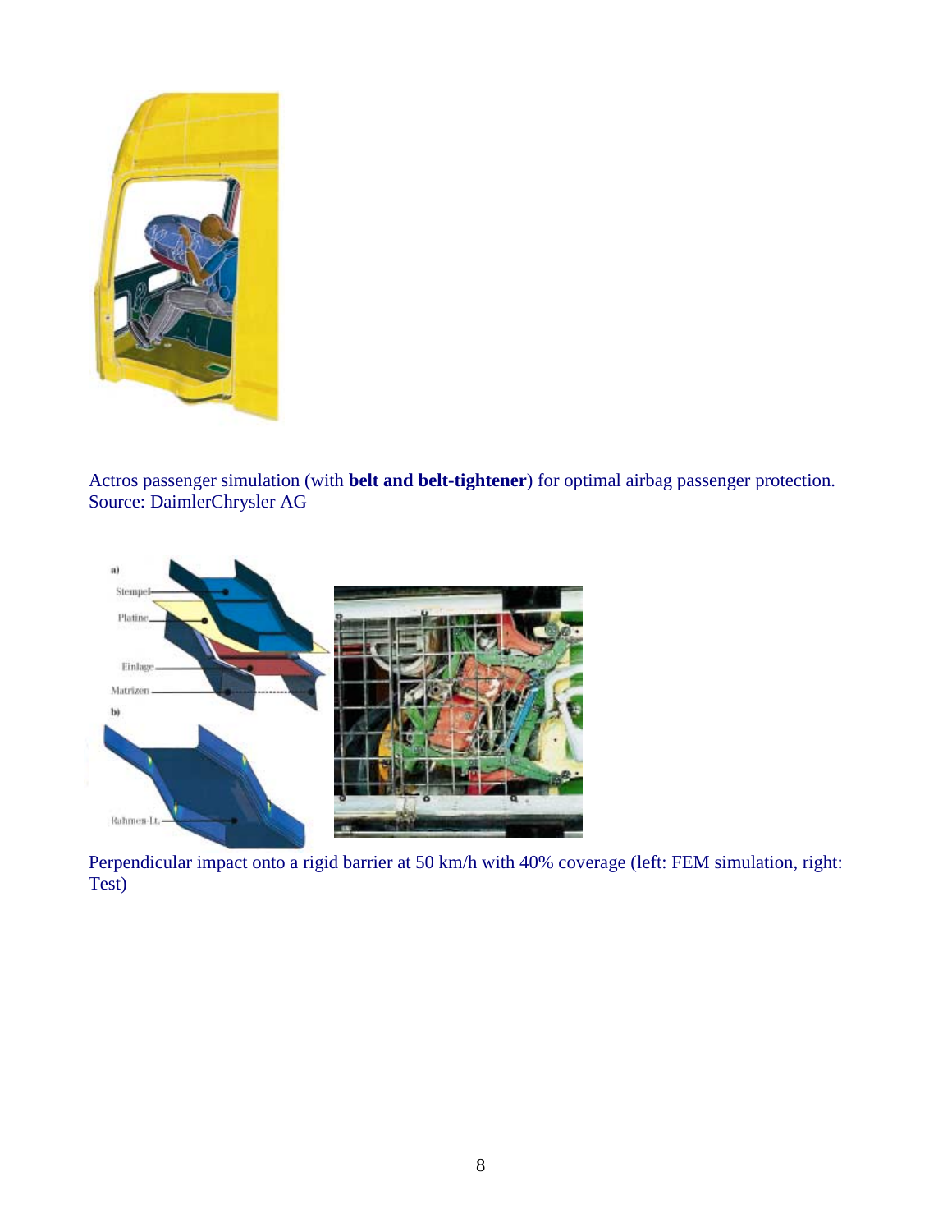Actros passenger simulation (with **belt and belt-tightener**) for optimal airbag passenger protection. Source: DaimlerChrysler AG

Perpendicular impact onto a rigid barrier at 50 km/h with 40% coverage (left: FEM simulation, right: Test)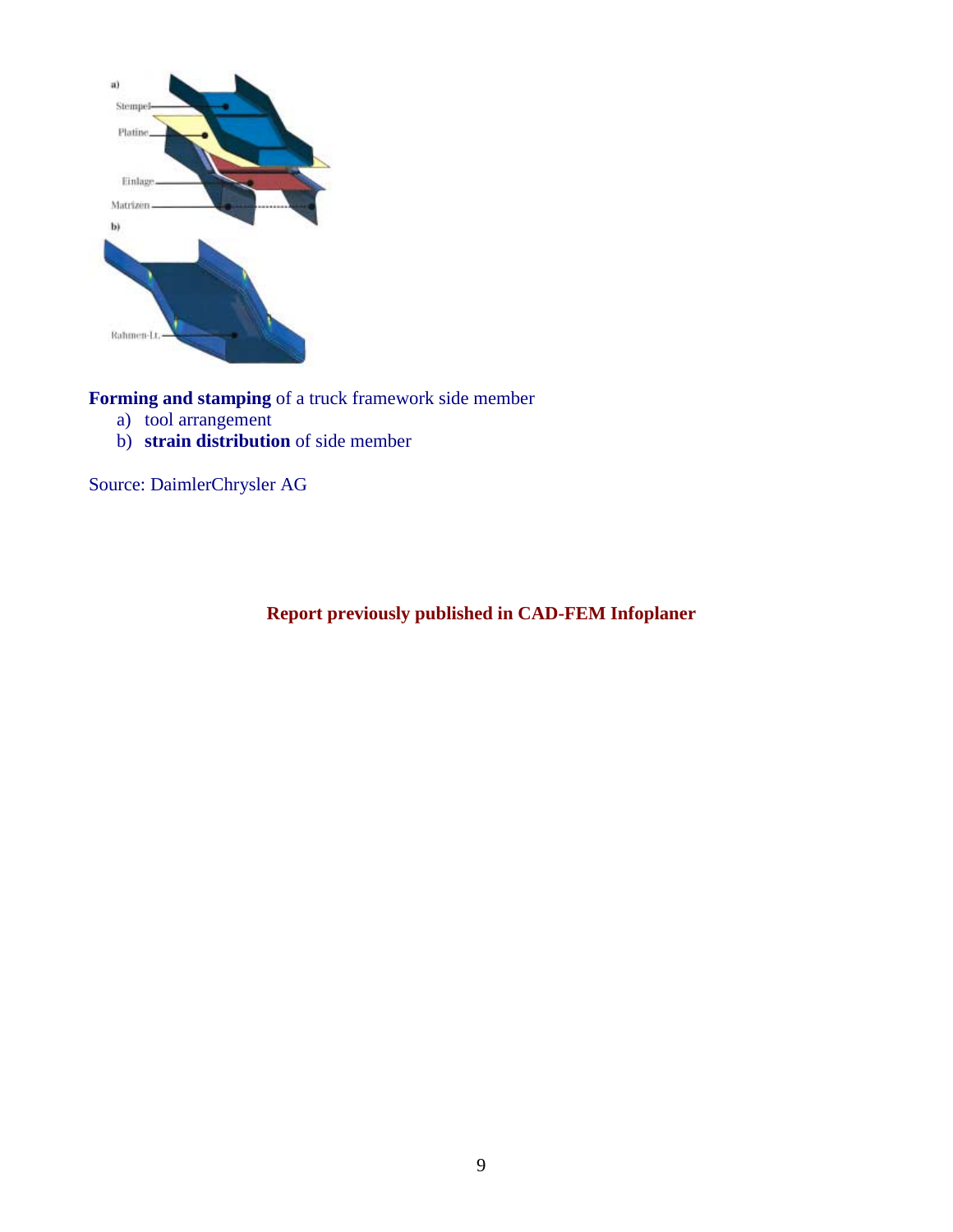**Forming and stamping** of a truck framework side member

a) tool arrangement
b) **strain distribution** of side member

Source: DaimlerChrysler AG

**Report previously published in CAD-FEM Infoplaner**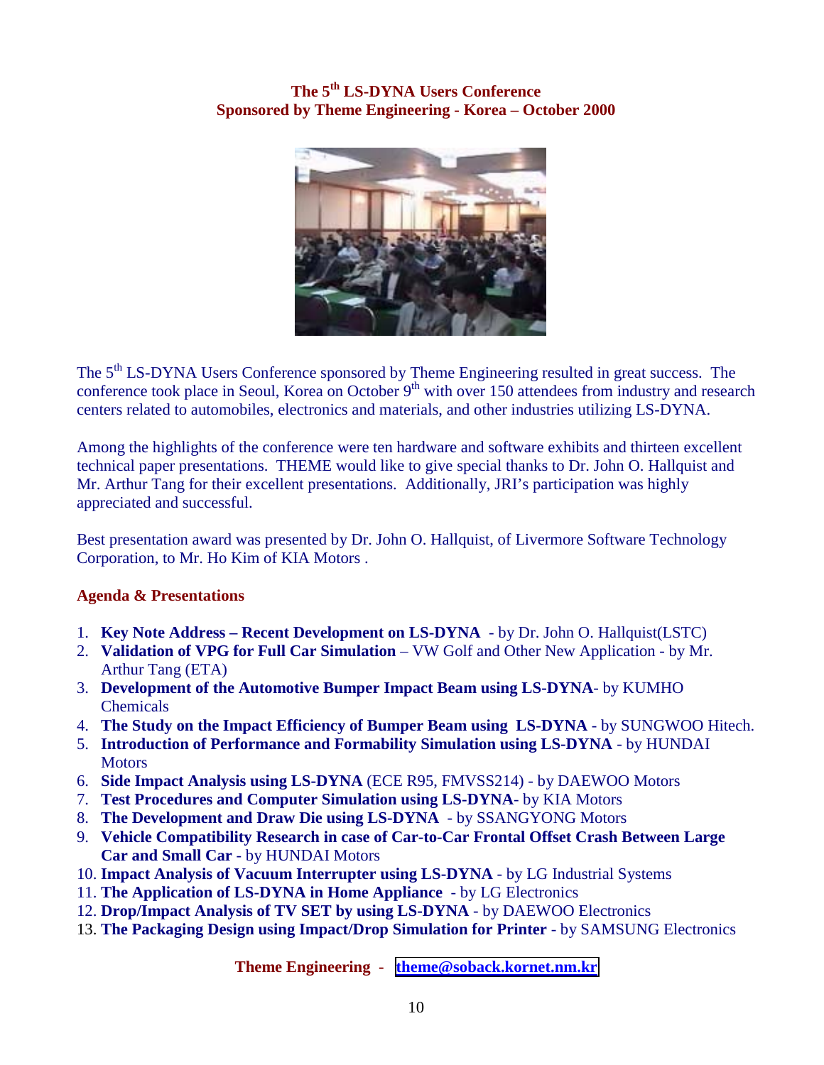## The 5th LS-DYNA Users Conference
## Sponsored by Theme Engineering - Korea – October 2000

The 5th LS-DYNA Users Conference sponsored by Theme Engineering resulted in great success. The conference took place in Seoul, Korea on October 9th with over 150 attendees from industry and research centers related to automobiles, electronics and materials, and other industries utilizing LS-DYNA.

Among the highlights of the conference were ten hardware and software exhibits and thirteen excellent technical paper presentations. THEME would like to give special thanks to Dr. John O. Hallquist and Mr. Arthur Tang for their excellent presentations. Additionally, JRI's participation was highly appreciated and successful.

Best presentation award was presented by Dr. John O. Hallquist, of Livermore Software Technology Corporation, to Mr. Ho Kim of KIA Motors .

### Agenda & Presentations

1. **Key Note Address – Recent Development on LS-DYNA** - by Dr. John O. Hallquist(LSTC)
2. **Validation of VPG for Full Car Simulation** – VW Golf and Other New Application - by Mr. Arthur Tang (ETA)
3. **Development of the Automotive Bumper Impact Beam using LS-DYNA**- by KUMHO Chemicals
4. **The Study on the Impact Efficiency of Bumper Beam using LS-DYNA** - by SUNGWOO Hitech.
5. **Introduction of Performance and Formability Simulation using LS-DYNA** - by HUNDAI Motors
6. **Side Impact Analysis using LS-DYNA** (ECE R95, FMVSS214) - by DAEWOO Motors
7. **Test Procedures and Computer Simulation using LS-DYNA**- by KIA Motors
8. **The Development and Draw Die using LS-DYNA** - by SSANGYONG Motors
9. **Vehicle Compatibility Research in case of Car-to-Car Frontal Offset Crash Between Large Car and Small Car** - by HUNDAI Motors
10. **Impact Analysis of Vacuum Interrupter using LS-DYNA** - by LG Industrial Systems
11. **The Application of LS-DYNA in Home Appliance** - by LG Electronics
12. **Drop/Impact Analysis of TV SET by using LS-DYNA** - by DAEWOO Electronics
13. **The Packaging Design using Impact/Drop Simulation for Printer** - by SAMSUNG Electronics

**Theme Engineering** - theme@soback.kornet.nm.kr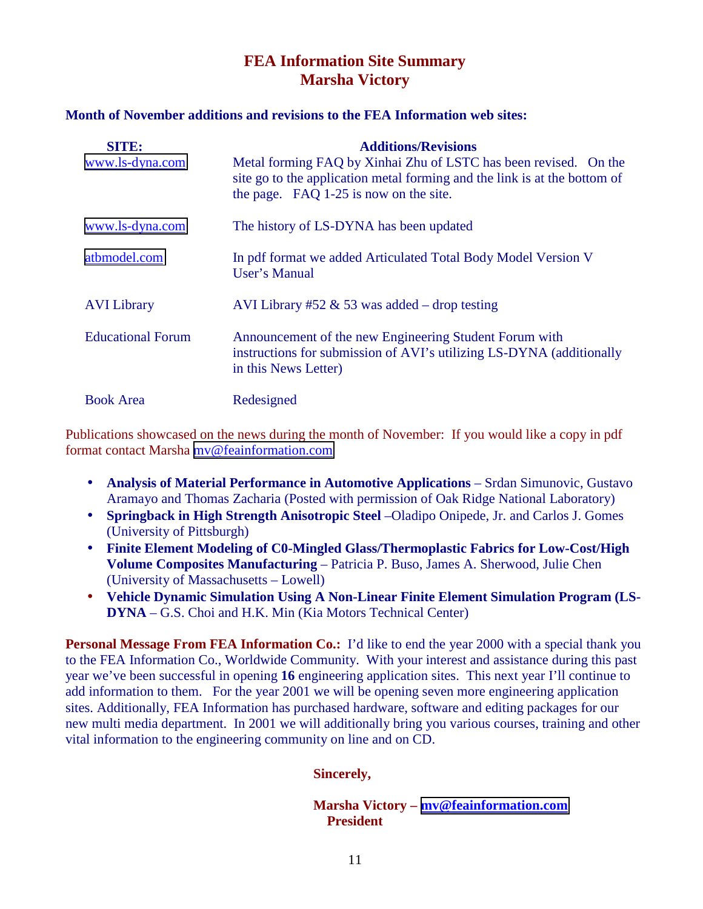# FEA Information Site Summary
## Marsha Victory

**Month of November additions and revisions to the FEA Information web sites:**

| SITE: | Additions/Revisions |
| --- | --- |
| www.ls-dyna.com | Metal forming FAQ by Xinhai Zhu of LSTC has been revised. On the site go to the application metal forming and the link is at the bottom of the page. FAQ 1-25 is now on the site. |
| www.ls-dyna.com | The history of LS-DYNA has been updated |
| atbmodel.com | In pdf format we added Articulated Total Body Model Version V User's Manual |
| AVI Library | AVI Library #52 & 53 was added – drop testing |
| Educational Forum | Announcement of the new Engineering Student Forum with instructions for submission of AVI's utilizing LS-DYNA (additionally in this News Letter) |
| Book Area | Redesigned |

Publications showcased on the news during the month of November: If you would like a copy in pdf format contact Marsha mv@feainformation.com

- **Analysis of Material Performance in Automotive Applications** – Srdan Simunovic, Gustavo Aramayo and Thomas Zacharia (Posted with permission of Oak Ridge National Laboratory)
- **Springback in High Strength Anisotropic Steel** –Oladipo Onipede, Jr. and Carlos J. Gomes (University of Pittsburgh)
- **Finite Element Modeling of C0-Mingled Glass/Thermoplastic Fabrics for Low-Cost/High Volume Composites Manufacturing** – Patricia P. Buso, James A. Sherwood, Julie Chen (University of Massachusetts – Lowell)
- **Vehicle Dynamic Simulation Using A Non-Linear Finite Element Simulation Program (LS-DYNA** – G.S. Choi and H.K. Min (Kia Motors Technical Center)

**Personal Message From FEA Information Co.:** I'd like to end the year 2000 with a special thank you to the FEA Information Co., Worldwide Community. With your interest and assistance during this past year we've been successful in opening **16** engineering application sites. This next year I'll continue to add information to them. For the year 2001 we will be opening seven more engineering application sites. Additionally, FEA Information has purchased hardware, software and editing packages for our new multi media department. In 2001 we will additionally bring you various courses, training and other vital information to the engineering community on line and on CD.

**Sincerely,**

**Marsha Victory – mv@feainformation.com**
**President**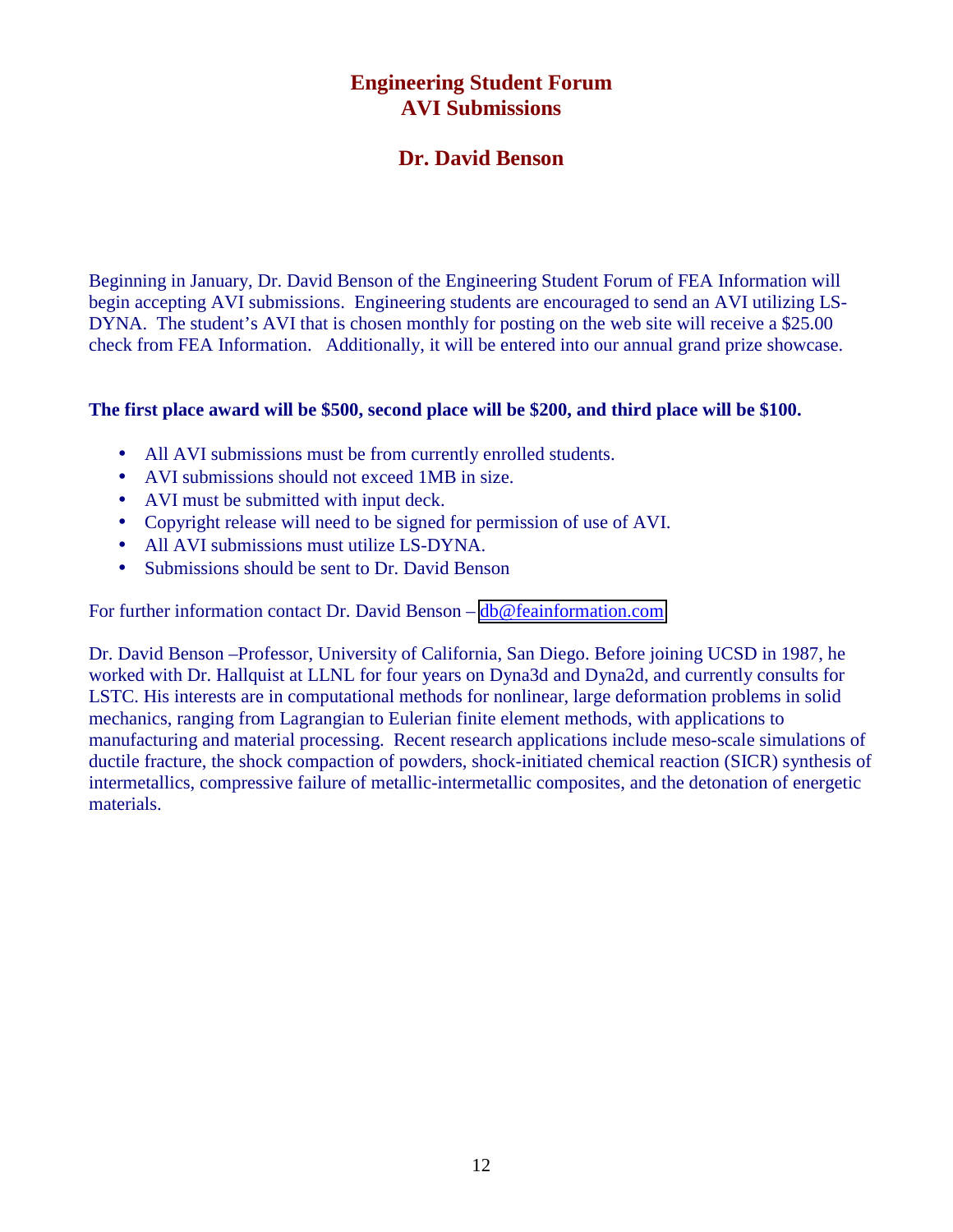# Engineering Student Forum
# AVI Submissions

## Dr. David Benson

Beginning in January, Dr. David Benson of the Engineering Student Forum of FEA Information will begin accepting AVI submissions. Engineering students are encouraged to send an AVI utilizing LS-DYNA. The student's AVI that is chosen monthly for posting on the web site will receive a $25.00 check from FEA Information. Additionally, it will be entered into our annual grand prize showcase.

**The first place award will be $500, second place will be $200, and third place will be $100.**

- All AVI submissions must be from currently enrolled students.
- AVI submissions should not exceed 1MB in size.
- AVI must be submitted with input deck.
- Copyright release will need to be signed for permission of use of AVI.
- All AVI submissions must utilize LS-DYNA.
- Submissions should be sent to Dr. David Benson

For further information contact Dr. David Benson – db@feainformation.com

Dr. David Benson –Professor, University of California, San Diego. Before joining UCSD in 1987, he worked with Dr. Hallquist at LLNL for four years on Dyna3d and Dyna2d, and currently consults for LSTC. His interests are in computational methods for nonlinear, large deformation problems in solid mechanics, ranging from Lagrangian to Eulerian finite element methods, with applications to manufacturing and material processing. Recent research applications include meso-scale simulations of ductile fracture, the shock compaction of powders, shock-initiated chemical reaction (SICR) synthesis of intermetallics, compressive failure of metallic-intermetallic composites, and the detonation of energetic materials.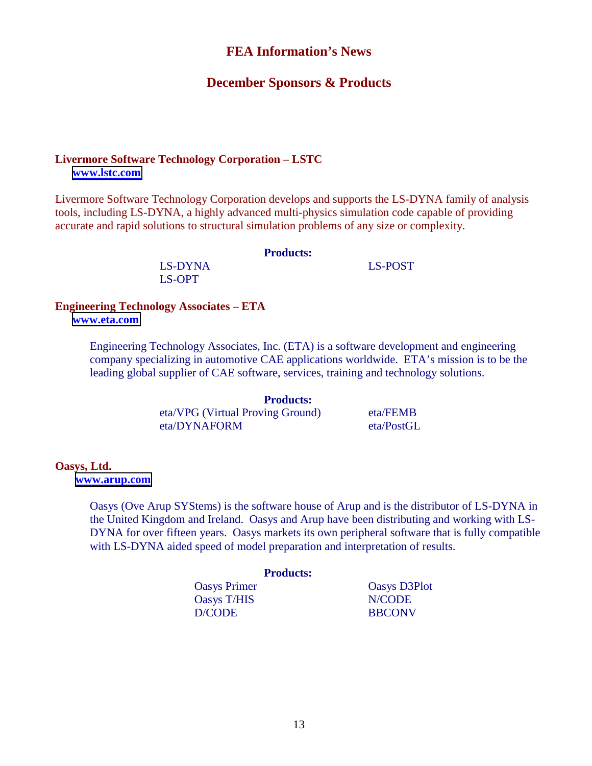# FEA Information's News

## December Sponsors & Products

### Livermore Software Technology Corporation – LSTC

www.lstc.com

Livermore Software Technology Corporation develops and supports the LS-DYNA family of analysis tools, including LS-DYNA, a highly advanced multi-physics simulation code capable of providing accurate and rapid solutions to structural simulation problems of any size or complexity.

**Products:**

| | |
|---|---|
| LS-DYNA | LS-POST |
| LS-OPT | |

### Engineering Technology Associates – ETA

www.eta.com

Engineering Technology Associates, Inc. (ETA) is a software development and engineering company specializing in automotive CAE applications worldwide. ETA's mission is to be the leading global supplier of CAE software, services, training and technology solutions.

**Products:**

| | |
|---|---|
| eta/VPG (Virtual Proving Ground) | eta/FEMB |
| eta/DYNAFORM | eta/PostGL |

### Oasys, Ltd.

www.arup.com

Oasys (Ove Arup SYStems) is the software house of Arup and is the distributor of LS-DYNA in the United Kingdom and Ireland. Oasys and Arup have been distributing and working with LS-DYNA for over fifteen years. Oasys markets its own peripheral software that is fully compatible with LS-DYNA aided speed of model preparation and interpretation of results.

**Products:**

| | |
|---|---|
| Oasys Primer | Oasys D3Plot |
| Oasys T/HIS | N/CODE |
| D/CODE | BBCONV |